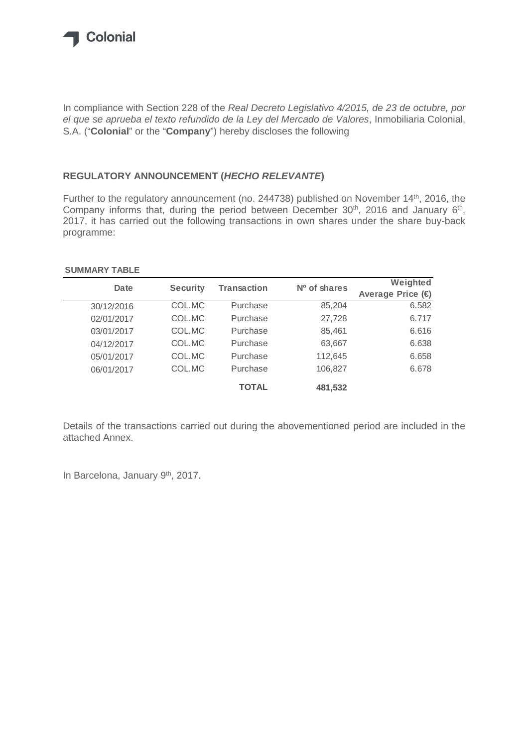Colonial

In compliance with Section 228 of the *Real Decreto Legislativo 4/2015, de 23 de octubre, por el que se aprueba el texto refundido de la Ley del Mercado de Valores*, Inmobiliaria Colonial, S.A. ("**Colonial**" or the "**Company**") hereby discloses the following

## REGULATORY ANNOUNCEMENT (*HECHO RELEVANTE*)

Further to the regulatory announcement (no. 244738) published on November 14th, 2016, the Company informs that, during the period between December 30th, 2016 and January 6th, 2017, it has carried out the following transactions in own shares under the share buy-back programme:

**SUMMARY TABLE**

| Date | Security | Transaction | Nº of shares | Weighted Average Price (€) |
|---|---|---|---|---|
| 30/12/2016 | COL.MC | Purchase | 85,204 | 6.582 |
| 02/01/2017 | COL.MC | Purchase | 27,728 | 6.717 |
| 03/01/2017 | COL.MC | Purchase | 85,461 | 6.616 |
| 04/12/2017 | COL.MC | Purchase | 63,667 | 6.638 |
| 05/01/2017 | COL.MC | Purchase | 112,645 | 6.658 |
| 06/01/2017 | COL.MC | Purchase | 106,827 | 6.678 |
| | | **TOTAL** | **481,532** | |

Details of the transactions carried out during the abovementioned period are included in the attached Annex.

In Barcelona, January 9th, 2017.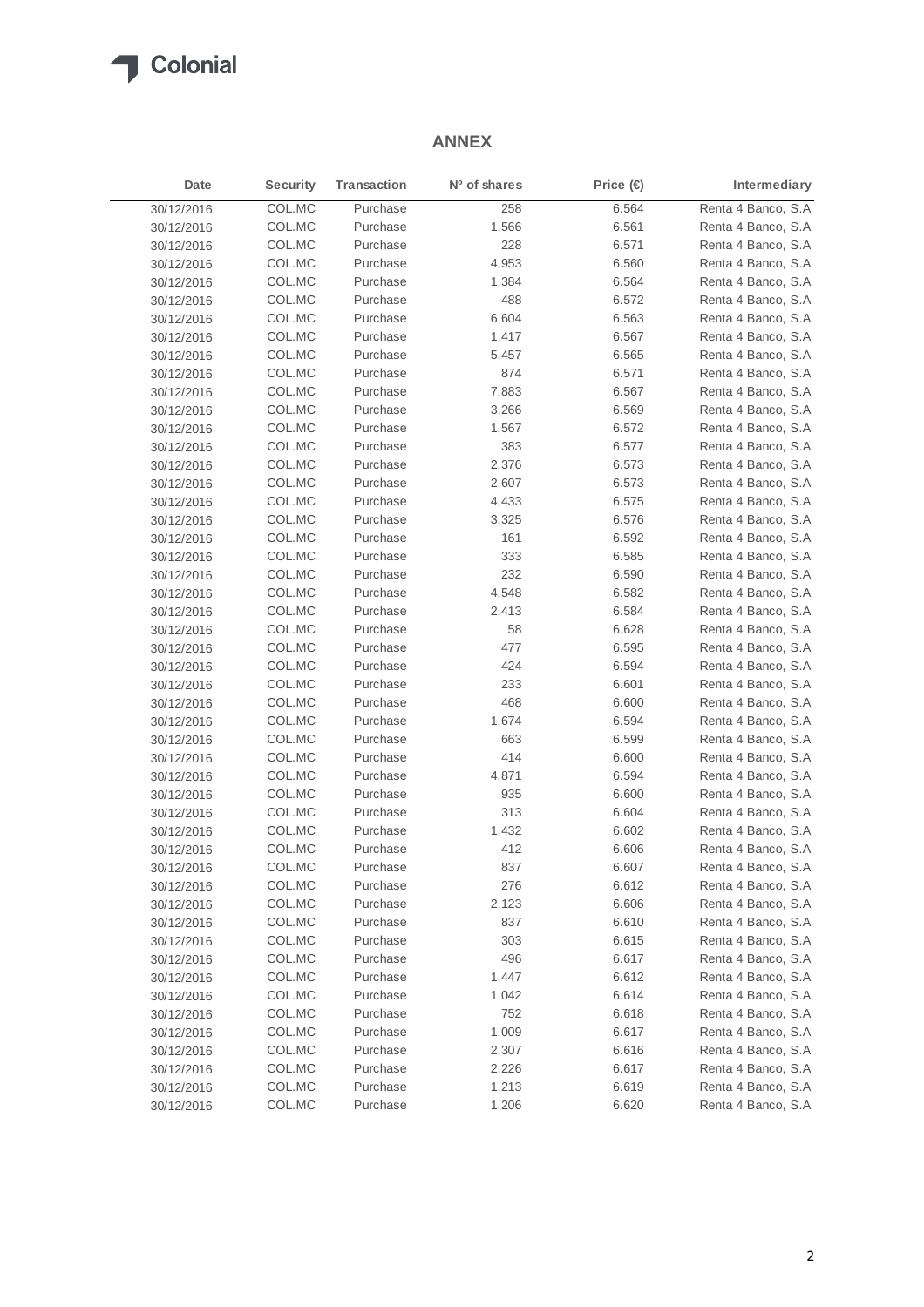## ANNEX

| Date | Security | Transaction | Nº of shares | Price (€) | Intermediary |
|---|---|---|---|---|---|
| 30/12/2016 | COL.MC | Purchase | 258 | 6.564 | Renta 4 Banco, S.A |
| 30/12/2016 | COL.MC | Purchase | 1,566 | 6.561 | Renta 4 Banco, S.A |
| 30/12/2016 | COL.MC | Purchase | 228 | 6.571 | Renta 4 Banco, S.A |
| 30/12/2016 | COL.MC | Purchase | 4,953 | 6.560 | Renta 4 Banco, S.A |
| 30/12/2016 | COL.MC | Purchase | 1,384 | 6.564 | Renta 4 Banco, S.A |
| 30/12/2016 | COL.MC | Purchase | 488 | 6.572 | Renta 4 Banco, S.A |
| 30/12/2016 | COL.MC | Purchase | 6,604 | 6.563 | Renta 4 Banco, S.A |
| 30/12/2016 | COL.MC | Purchase | 1,417 | 6.567 | Renta 4 Banco, S.A |
| 30/12/2016 | COL.MC | Purchase | 5,457 | 6.565 | Renta 4 Banco, S.A |
| 30/12/2016 | COL.MC | Purchase | 874 | 6.571 | Renta 4 Banco, S.A |
| 30/12/2016 | COL.MC | Purchase | 7,883 | 6.567 | Renta 4 Banco, S.A |
| 30/12/2016 | COL.MC | Purchase | 3,266 | 6.569 | Renta 4 Banco, S.A |
| 30/12/2016 | COL.MC | Purchase | 1,567 | 6.572 | Renta 4 Banco, S.A |
| 30/12/2016 | COL.MC | Purchase | 383 | 6.577 | Renta 4 Banco, S.A |
| 30/12/2016 | COL.MC | Purchase | 2,376 | 6.573 | Renta 4 Banco, S.A |
| 30/12/2016 | COL.MC | Purchase | 2,607 | 6.573 | Renta 4 Banco, S.A |
| 30/12/2016 | COL.MC | Purchase | 4,433 | 6.575 | Renta 4 Banco, S.A |
| 30/12/2016 | COL.MC | Purchase | 3,325 | 6.576 | Renta 4 Banco, S.A |
| 30/12/2016 | COL.MC | Purchase | 161 | 6.592 | Renta 4 Banco, S.A |
| 30/12/2016 | COL.MC | Purchase | 333 | 6.585 | Renta 4 Banco, S.A |
| 30/12/2016 | COL.MC | Purchase | 232 | 6.590 | Renta 4 Banco, S.A |
| 30/12/2016 | COL.MC | Purchase | 4,548 | 6.582 | Renta 4 Banco, S.A |
| 30/12/2016 | COL.MC | Purchase | 2,413 | 6.584 | Renta 4 Banco, S.A |
| 30/12/2016 | COL.MC | Purchase | 58 | 6.628 | Renta 4 Banco, S.A |
| 30/12/2016 | COL.MC | Purchase | 477 | 6.595 | Renta 4 Banco, S.A |
| 30/12/2016 | COL.MC | Purchase | 424 | 6.594 | Renta 4 Banco, S.A |
| 30/12/2016 | COL.MC | Purchase | 233 | 6.601 | Renta 4 Banco, S.A |
| 30/12/2016 | COL.MC | Purchase | 468 | 6.600 | Renta 4 Banco, S.A |
| 30/12/2016 | COL.MC | Purchase | 1,674 | 6.594 | Renta 4 Banco, S.A |
| 30/12/2016 | COL.MC | Purchase | 663 | 6.599 | Renta 4 Banco, S.A |
| 30/12/2016 | COL.MC | Purchase | 414 | 6.600 | Renta 4 Banco, S.A |
| 30/12/2016 | COL.MC | Purchase | 4,871 | 6.594 | Renta 4 Banco, S.A |
| 30/12/2016 | COL.MC | Purchase | 935 | 6.600 | Renta 4 Banco, S.A |
| 30/12/2016 | COL.MC | Purchase | 313 | 6.604 | Renta 4 Banco, S.A |
| 30/12/2016 | COL.MC | Purchase | 1,432 | 6.602 | Renta 4 Banco, S.A |
| 30/12/2016 | COL.MC | Purchase | 412 | 6.606 | Renta 4 Banco, S.A |
| 30/12/2016 | COL.MC | Purchase | 837 | 6.607 | Renta 4 Banco, S.A |
| 30/12/2016 | COL.MC | Purchase | 276 | 6.612 | Renta 4 Banco, S.A |
| 30/12/2016 | COL.MC | Purchase | 2,123 | 6.606 | Renta 4 Banco, S.A |
| 30/12/2016 | COL.MC | Purchase | 837 | 6.610 | Renta 4 Banco, S.A |
| 30/12/2016 | COL.MC | Purchase | 303 | 6.615 | Renta 4 Banco, S.A |
| 30/12/2016 | COL.MC | Purchase | 496 | 6.617 | Renta 4 Banco, S.A |
| 30/12/2016 | COL.MC | Purchase | 1,447 | 6.612 | Renta 4 Banco, S.A |
| 30/12/2016 | COL.MC | Purchase | 1,042 | 6.614 | Renta 4 Banco, S.A |
| 30/12/2016 | COL.MC | Purchase | 752 | 6.618 | Renta 4 Banco, S.A |
| 30/12/2016 | COL.MC | Purchase | 1,009 | 6.617 | Renta 4 Banco, S.A |
| 30/12/2016 | COL.MC | Purchase | 2,307 | 6.616 | Renta 4 Banco, S.A |
| 30/12/2016 | COL.MC | Purchase | 2,226 | 6.617 | Renta 4 Banco, S.A |
| 30/12/2016 | COL.MC | Purchase | 1,213 | 6.619 | Renta 4 Banco, S.A |
| 30/12/2016 | COL.MC | Purchase | 1,206 | 6.620 | Renta 4 Banco, S.A |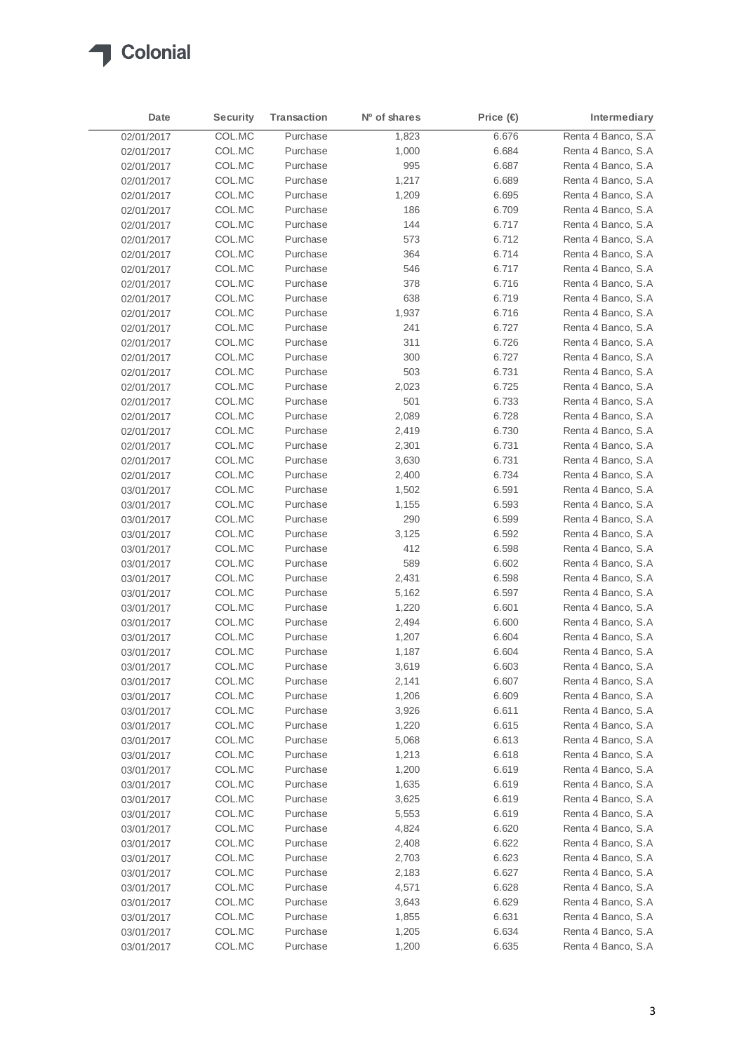| Date | Security | Transaction | Nº of shares | Price (€) | Intermediary |
|---|---|---|---|---|---|
| 02/01/2017 | COL.MC | Purchase | 1,823 | 6.676 | Renta 4 Banco, S.A |
| 02/01/2017 | COL.MC | Purchase | 1,000 | 6.684 | Renta 4 Banco, S.A |
| 02/01/2017 | COL.MC | Purchase | 995 | 6.687 | Renta 4 Banco, S.A |
| 02/01/2017 | COL.MC | Purchase | 1,217 | 6.689 | Renta 4 Banco, S.A |
| 02/01/2017 | COL.MC | Purchase | 1,209 | 6.695 | Renta 4 Banco, S.A |
| 02/01/2017 | COL.MC | Purchase | 186 | 6.709 | Renta 4 Banco, S.A |
| 02/01/2017 | COL.MC | Purchase | 144 | 6.717 | Renta 4 Banco, S.A |
| 02/01/2017 | COL.MC | Purchase | 573 | 6.712 | Renta 4 Banco, S.A |
| 02/01/2017 | COL.MC | Purchase | 364 | 6.714 | Renta 4 Banco, S.A |
| 02/01/2017 | COL.MC | Purchase | 546 | 6.717 | Renta 4 Banco, S.A |
| 02/01/2017 | COL.MC | Purchase | 378 | 6.716 | Renta 4 Banco, S.A |
| 02/01/2017 | COL.MC | Purchase | 638 | 6.719 | Renta 4 Banco, S.A |
| 02/01/2017 | COL.MC | Purchase | 1,937 | 6.716 | Renta 4 Banco, S.A |
| 02/01/2017 | COL.MC | Purchase | 241 | 6.727 | Renta 4 Banco, S.A |
| 02/01/2017 | COL.MC | Purchase | 311 | 6.726 | Renta 4 Banco, S.A |
| 02/01/2017 | COL.MC | Purchase | 300 | 6.727 | Renta 4 Banco, S.A |
| 02/01/2017 | COL.MC | Purchase | 503 | 6.731 | Renta 4 Banco, S.A |
| 02/01/2017 | COL.MC | Purchase | 2,023 | 6.725 | Renta 4 Banco, S.A |
| 02/01/2017 | COL.MC | Purchase | 501 | 6.733 | Renta 4 Banco, S.A |
| 02/01/2017 | COL.MC | Purchase | 2,089 | 6.728 | Renta 4 Banco, S.A |
| 02/01/2017 | COL.MC | Purchase | 2,419 | 6.730 | Renta 4 Banco, S.A |
| 02/01/2017 | COL.MC | Purchase | 2,301 | 6.731 | Renta 4 Banco, S.A |
| 02/01/2017 | COL.MC | Purchase | 3,630 | 6.731 | Renta 4 Banco, S.A |
| 02/01/2017 | COL.MC | Purchase | 2,400 | 6.734 | Renta 4 Banco, S.A |
| 03/01/2017 | COL.MC | Purchase | 1,502 | 6.591 | Renta 4 Banco, S.A |
| 03/01/2017 | COL.MC | Purchase | 1,155 | 6.593 | Renta 4 Banco, S.A |
| 03/01/2017 | COL.MC | Purchase | 290 | 6.599 | Renta 4 Banco, S.A |
| 03/01/2017 | COL.MC | Purchase | 3,125 | 6.592 | Renta 4 Banco, S.A |
| 03/01/2017 | COL.MC | Purchase | 412 | 6.598 | Renta 4 Banco, S.A |
| 03/01/2017 | COL.MC | Purchase | 589 | 6.602 | Renta 4 Banco, S.A |
| 03/01/2017 | COL.MC | Purchase | 2,431 | 6.598 | Renta 4 Banco, S.A |
| 03/01/2017 | COL.MC | Purchase | 5,162 | 6.597 | Renta 4 Banco, S.A |
| 03/01/2017 | COL.MC | Purchase | 1,220 | 6.601 | Renta 4 Banco, S.A |
| 03/01/2017 | COL.MC | Purchase | 2,494 | 6.600 | Renta 4 Banco, S.A |
| 03/01/2017 | COL.MC | Purchase | 1,207 | 6.604 | Renta 4 Banco, S.A |
| 03/01/2017 | COL.MC | Purchase | 1,187 | 6.604 | Renta 4 Banco, S.A |
| 03/01/2017 | COL.MC | Purchase | 3,619 | 6.603 | Renta 4 Banco, S.A |
| 03/01/2017 | COL.MC | Purchase | 2,141 | 6.607 | Renta 4 Banco, S.A |
| 03/01/2017 | COL.MC | Purchase | 1,206 | 6.609 | Renta 4 Banco, S.A |
| 03/01/2017 | COL.MC | Purchase | 3,926 | 6.611 | Renta 4 Banco, S.A |
| 03/01/2017 | COL.MC | Purchase | 1,220 | 6.615 | Renta 4 Banco, S.A |
| 03/01/2017 | COL.MC | Purchase | 5,068 | 6.613 | Renta 4 Banco, S.A |
| 03/01/2017 | COL.MC | Purchase | 1,213 | 6.618 | Renta 4 Banco, S.A |
| 03/01/2017 | COL.MC | Purchase | 1,200 | 6.619 | Renta 4 Banco, S.A |
| 03/01/2017 | COL.MC | Purchase | 1,635 | 6.619 | Renta 4 Banco, S.A |
| 03/01/2017 | COL.MC | Purchase | 3,625 | 6.619 | Renta 4 Banco, S.A |
| 03/01/2017 | COL.MC | Purchase | 5,553 | 6.619 | Renta 4 Banco, S.A |
| 03/01/2017 | COL.MC | Purchase | 4,824 | 6.620 | Renta 4 Banco, S.A |
| 03/01/2017 | COL.MC | Purchase | 2,408 | 6.622 | Renta 4 Banco, S.A |
| 03/01/2017 | COL.MC | Purchase | 2,703 | 6.623 | Renta 4 Banco, S.A |
| 03/01/2017 | COL.MC | Purchase | 2,183 | 6.627 | Renta 4 Banco, S.A |
| 03/01/2017 | COL.MC | Purchase | 4,571 | 6.628 | Renta 4 Banco, S.A |
| 03/01/2017 | COL.MC | Purchase | 3,643 | 6.629 | Renta 4 Banco, S.A |
| 03/01/2017 | COL.MC | Purchase | 1,855 | 6.631 | Renta 4 Banco, S.A |
| 03/01/2017 | COL.MC | Purchase | 1,205 | 6.634 | Renta 4 Banco, S.A |
| 03/01/2017 | COL.MC | Purchase | 1,200 | 6.635 | Renta 4 Banco, S.A |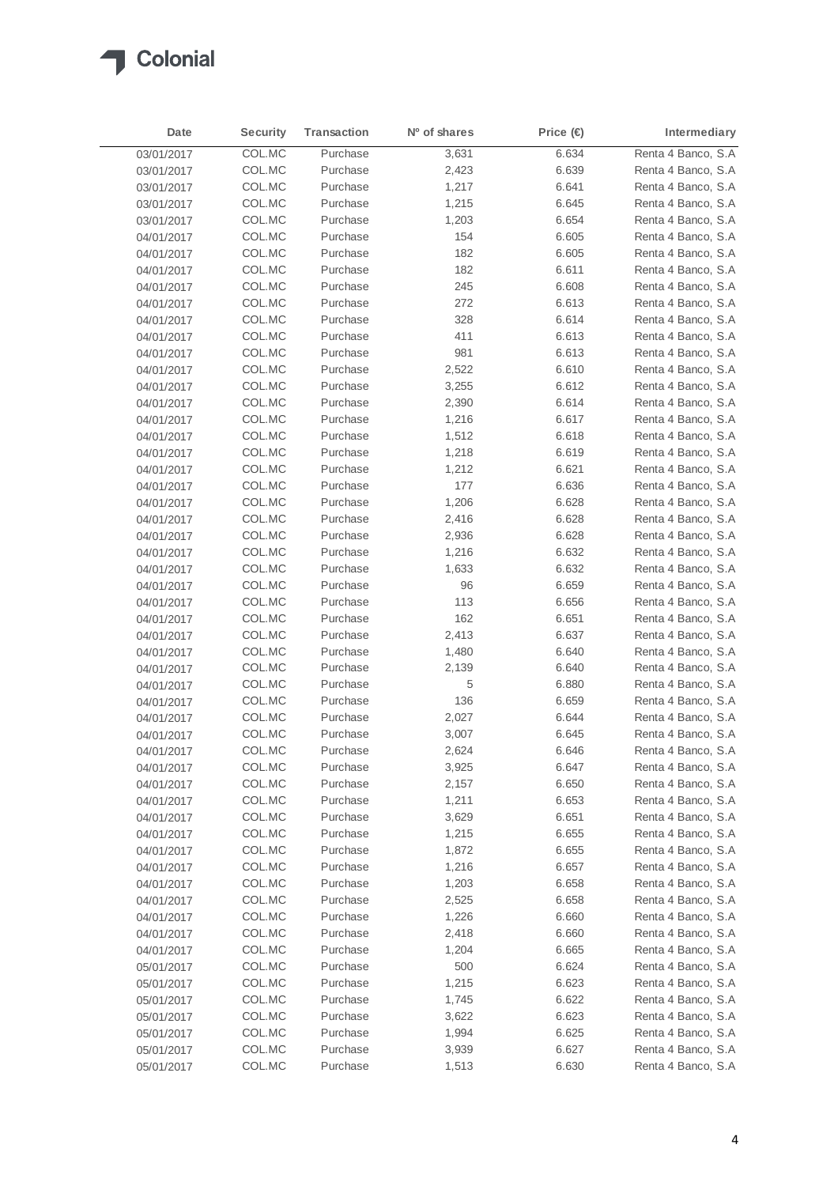| Date | Security | Transaction | Nº of shares | Price (€) | Intermediary |
|---|---|---|---|---|---|
| 03/01/2017 | COL.MC | Purchase | 3,631 | 6.634 | Renta 4 Banco, S.A |
| 03/01/2017 | COL.MC | Purchase | 2,423 | 6.639 | Renta 4 Banco, S.A |
| 03/01/2017 | COL.MC | Purchase | 1,217 | 6.641 | Renta 4 Banco, S.A |
| 03/01/2017 | COL.MC | Purchase | 1,215 | 6.645 | Renta 4 Banco, S.A |
| 03/01/2017 | COL.MC | Purchase | 1,203 | 6.654 | Renta 4 Banco, S.A |
| 04/01/2017 | COL.MC | Purchase | 154 | 6.605 | Renta 4 Banco, S.A |
| 04/01/2017 | COL.MC | Purchase | 182 | 6.605 | Renta 4 Banco, S.A |
| 04/01/2017 | COL.MC | Purchase | 182 | 6.611 | Renta 4 Banco, S.A |
| 04/01/2017 | COL.MC | Purchase | 245 | 6.608 | Renta 4 Banco, S.A |
| 04/01/2017 | COL.MC | Purchase | 272 | 6.613 | Renta 4 Banco, S.A |
| 04/01/2017 | COL.MC | Purchase | 328 | 6.614 | Renta 4 Banco, S.A |
| 04/01/2017 | COL.MC | Purchase | 411 | 6.613 | Renta 4 Banco, S.A |
| 04/01/2017 | COL.MC | Purchase | 981 | 6.613 | Renta 4 Banco, S.A |
| 04/01/2017 | COL.MC | Purchase | 2,522 | 6.610 | Renta 4 Banco, S.A |
| 04/01/2017 | COL.MC | Purchase | 3,255 | 6.612 | Renta 4 Banco, S.A |
| 04/01/2017 | COL.MC | Purchase | 2,390 | 6.614 | Renta 4 Banco, S.A |
| 04/01/2017 | COL.MC | Purchase | 1,216 | 6.617 | Renta 4 Banco, S.A |
| 04/01/2017 | COL.MC | Purchase | 1,512 | 6.618 | Renta 4 Banco, S.A |
| 04/01/2017 | COL.MC | Purchase | 1,218 | 6.619 | Renta 4 Banco, S.A |
| 04/01/2017 | COL.MC | Purchase | 1,212 | 6.621 | Renta 4 Banco, S.A |
| 04/01/2017 | COL.MC | Purchase | 177 | 6.636 | Renta 4 Banco, S.A |
| 04/01/2017 | COL.MC | Purchase | 1,206 | 6.628 | Renta 4 Banco, S.A |
| 04/01/2017 | COL.MC | Purchase | 2,416 | 6.628 | Renta 4 Banco, S.A |
| 04/01/2017 | COL.MC | Purchase | 2,936 | 6.628 | Renta 4 Banco, S.A |
| 04/01/2017 | COL.MC | Purchase | 1,216 | 6.632 | Renta 4 Banco, S.A |
| 04/01/2017 | COL.MC | Purchase | 1,633 | 6.632 | Renta 4 Banco, S.A |
| 04/01/2017 | COL.MC | Purchase | 96 | 6.659 | Renta 4 Banco, S.A |
| 04/01/2017 | COL.MC | Purchase | 113 | 6.656 | Renta 4 Banco, S.A |
| 04/01/2017 | COL.MC | Purchase | 162 | 6.651 | Renta 4 Banco, S.A |
| 04/01/2017 | COL.MC | Purchase | 2,413 | 6.637 | Renta 4 Banco, S.A |
| 04/01/2017 | COL.MC | Purchase | 1,480 | 6.640 | Renta 4 Banco, S.A |
| 04/01/2017 | COL.MC | Purchase | 2,139 | 6.640 | Renta 4 Banco, S.A |
| 04/01/2017 | COL.MC | Purchase | 5 | 6.880 | Renta 4 Banco, S.A |
| 04/01/2017 | COL.MC | Purchase | 136 | 6.659 | Renta 4 Banco, S.A |
| 04/01/2017 | COL.MC | Purchase | 2,027 | 6.644 | Renta 4 Banco, S.A |
| 04/01/2017 | COL.MC | Purchase | 3,007 | 6.645 | Renta 4 Banco, S.A |
| 04/01/2017 | COL.MC | Purchase | 2,624 | 6.646 | Renta 4 Banco, S.A |
| 04/01/2017 | COL.MC | Purchase | 3,925 | 6.647 | Renta 4 Banco, S.A |
| 04/01/2017 | COL.MC | Purchase | 2,157 | 6.650 | Renta 4 Banco, S.A |
| 04/01/2017 | COL.MC | Purchase | 1,211 | 6.653 | Renta 4 Banco, S.A |
| 04/01/2017 | COL.MC | Purchase | 3,629 | 6.651 | Renta 4 Banco, S.A |
| 04/01/2017 | COL.MC | Purchase | 1,215 | 6.655 | Renta 4 Banco, S.A |
| 04/01/2017 | COL.MC | Purchase | 1,872 | 6.655 | Renta 4 Banco, S.A |
| 04/01/2017 | COL.MC | Purchase | 1,216 | 6.657 | Renta 4 Banco, S.A |
| 04/01/2017 | COL.MC | Purchase | 1,203 | 6.658 | Renta 4 Banco, S.A |
| 04/01/2017 | COL.MC | Purchase | 2,525 | 6.658 | Renta 4 Banco, S.A |
| 04/01/2017 | COL.MC | Purchase | 1,226 | 6.660 | Renta 4 Banco, S.A |
| 04/01/2017 | COL.MC | Purchase | 2,418 | 6.660 | Renta 4 Banco, S.A |
| 04/01/2017 | COL.MC | Purchase | 1,204 | 6.665 | Renta 4 Banco, S.A |
| 05/01/2017 | COL.MC | Purchase | 500 | 6.624 | Renta 4 Banco, S.A |
| 05/01/2017 | COL.MC | Purchase | 1,215 | 6.623 | Renta 4 Banco, S.A |
| 05/01/2017 | COL.MC | Purchase | 1,745 | 6.622 | Renta 4 Banco, S.A |
| 05/01/2017 | COL.MC | Purchase | 3,622 | 6.623 | Renta 4 Banco, S.A |
| 05/01/2017 | COL.MC | Purchase | 1,994 | 6.625 | Renta 4 Banco, S.A |
| 05/01/2017 | COL.MC | Purchase | 3,939 | 6.627 | Renta 4 Banco, S.A |
| 05/01/2017 | COL.MC | Purchase | 1,513 | 6.630 | Renta 4 Banco, S.A |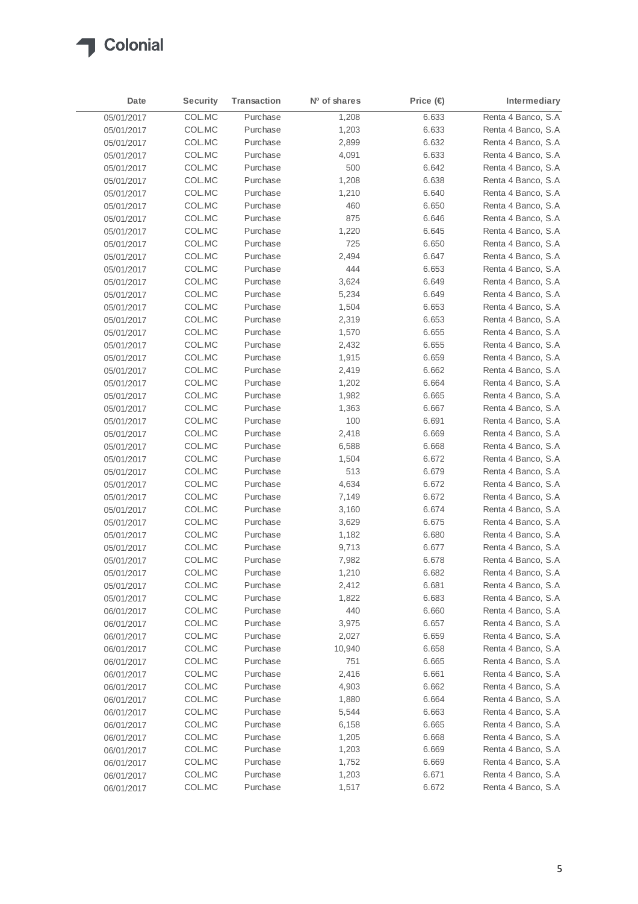| Date | Security | Transaction | Nº of shares | Price (€) | Intermediary |
| --- | --- | --- | --- | --- | --- |
| 05/01/2017 | COL.MC | Purchase | 1,208 | 6.633 | Renta 4 Banco, S.A |
| 05/01/2017 | COL.MC | Purchase | 1,203 | 6.633 | Renta 4 Banco, S.A |
| 05/01/2017 | COL.MC | Purchase | 2,899 | 6.632 | Renta 4 Banco, S.A |
| 05/01/2017 | COL.MC | Purchase | 4,091 | 6.633 | Renta 4 Banco, S.A |
| 05/01/2017 | COL.MC | Purchase | 500 | 6.642 | Renta 4 Banco, S.A |
| 05/01/2017 | COL.MC | Purchase | 1,208 | 6.638 | Renta 4 Banco, S.A |
| 05/01/2017 | COL.MC | Purchase | 1,210 | 6.640 | Renta 4 Banco, S.A |
| 05/01/2017 | COL.MC | Purchase | 460 | 6.650 | Renta 4 Banco, S.A |
| 05/01/2017 | COL.MC | Purchase | 875 | 6.646 | Renta 4 Banco, S.A |
| 05/01/2017 | COL.MC | Purchase | 1,220 | 6.645 | Renta 4 Banco, S.A |
| 05/01/2017 | COL.MC | Purchase | 725 | 6.650 | Renta 4 Banco, S.A |
| 05/01/2017 | COL.MC | Purchase | 2,494 | 6.647 | Renta 4 Banco, S.A |
| 05/01/2017 | COL.MC | Purchase | 444 | 6.653 | Renta 4 Banco, S.A |
| 05/01/2017 | COL.MC | Purchase | 3,624 | 6.649 | Renta 4 Banco, S.A |
| 05/01/2017 | COL.MC | Purchase | 5,234 | 6.649 | Renta 4 Banco, S.A |
| 05/01/2017 | COL.MC | Purchase | 1,504 | 6.653 | Renta 4 Banco, S.A |
| 05/01/2017 | COL.MC | Purchase | 2,319 | 6.653 | Renta 4 Banco, S.A |
| 05/01/2017 | COL.MC | Purchase | 1,570 | 6.655 | Renta 4 Banco, S.A |
| 05/01/2017 | COL.MC | Purchase | 2,432 | 6.655 | Renta 4 Banco, S.A |
| 05/01/2017 | COL.MC | Purchase | 1,915 | 6.659 | Renta 4 Banco, S.A |
| 05/01/2017 | COL.MC | Purchase | 2,419 | 6.662 | Renta 4 Banco, S.A |
| 05/01/2017 | COL.MC | Purchase | 1,202 | 6.664 | Renta 4 Banco, S.A |
| 05/01/2017 | COL.MC | Purchase | 1,982 | 6.665 | Renta 4 Banco, S.A |
| 05/01/2017 | COL.MC | Purchase | 1,363 | 6.667 | Renta 4 Banco, S.A |
| 05/01/2017 | COL.MC | Purchase | 100 | 6.691 | Renta 4 Banco, S.A |
| 05/01/2017 | COL.MC | Purchase | 2,418 | 6.669 | Renta 4 Banco, S.A |
| 05/01/2017 | COL.MC | Purchase | 6,588 | 6.668 | Renta 4 Banco, S.A |
| 05/01/2017 | COL.MC | Purchase | 1,504 | 6.672 | Renta 4 Banco, S.A |
| 05/01/2017 | COL.MC | Purchase | 513 | 6.679 | Renta 4 Banco, S.A |
| 05/01/2017 | COL.MC | Purchase | 4,634 | 6.672 | Renta 4 Banco, S.A |
| 05/01/2017 | COL.MC | Purchase | 7,149 | 6.672 | Renta 4 Banco, S.A |
| 05/01/2017 | COL.MC | Purchase | 3,160 | 6.674 | Renta 4 Banco, S.A |
| 05/01/2017 | COL.MC | Purchase | 3,629 | 6.675 | Renta 4 Banco, S.A |
| 05/01/2017 | COL.MC | Purchase | 1,182 | 6.680 | Renta 4 Banco, S.A |
| 05/01/2017 | COL.MC | Purchase | 9,713 | 6.677 | Renta 4 Banco, S.A |
| 05/01/2017 | COL.MC | Purchase | 7,982 | 6.678 | Renta 4 Banco, S.A |
| 05/01/2017 | COL.MC | Purchase | 1,210 | 6.682 | Renta 4 Banco, S.A |
| 05/01/2017 | COL.MC | Purchase | 2,412 | 6.681 | Renta 4 Banco, S.A |
| 05/01/2017 | COL.MC | Purchase | 1,822 | 6.683 | Renta 4 Banco, S.A |
| 06/01/2017 | COL.MC | Purchase | 440 | 6.660 | Renta 4 Banco, S.A |
| 06/01/2017 | COL.MC | Purchase | 3,975 | 6.657 | Renta 4 Banco, S.A |
| 06/01/2017 | COL.MC | Purchase | 2,027 | 6.659 | Renta 4 Banco, S.A |
| 06/01/2017 | COL.MC | Purchase | 10,940 | 6.658 | Renta 4 Banco, S.A |
| 06/01/2017 | COL.MC | Purchase | 751 | 6.665 | Renta 4 Banco, S.A |
| 06/01/2017 | COL.MC | Purchase | 2,416 | 6.661 | Renta 4 Banco, S.A |
| 06/01/2017 | COL.MC | Purchase | 4,903 | 6.662 | Renta 4 Banco, S.A |
| 06/01/2017 | COL.MC | Purchase | 1,880 | 6.664 | Renta 4 Banco, S.A |
| 06/01/2017 | COL.MC | Purchase | 5,544 | 6.663 | Renta 4 Banco, S.A |
| 06/01/2017 | COL.MC | Purchase | 6,158 | 6.665 | Renta 4 Banco, S.A |
| 06/01/2017 | COL.MC | Purchase | 1,205 | 6.668 | Renta 4 Banco, S.A |
| 06/01/2017 | COL.MC | Purchase | 1,203 | 6.669 | Renta 4 Banco, S.A |
| 06/01/2017 | COL.MC | Purchase | 1,752 | 6.669 | Renta 4 Banco, S.A |
| 06/01/2017 | COL.MC | Purchase | 1,203 | 6.671 | Renta 4 Banco, S.A |
| 06/01/2017 | COL.MC | Purchase | 1,517 | 6.672 | Renta 4 Banco, S.A |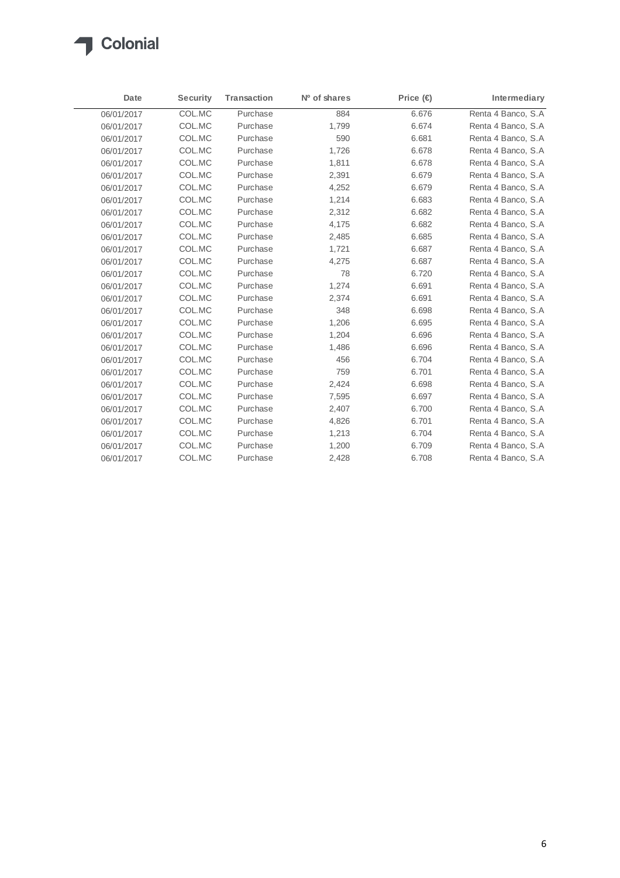| Date | Security | Transaction | Nº of shares | Price (€) | Intermediary |
|---|---|---|---|---|---|
| 06/01/2017 | COL.MC | Purchase | 884 | 6.676 | Renta 4 Banco, S.A |
| 06/01/2017 | COL.MC | Purchase | 1,799 | 6.674 | Renta 4 Banco, S.A |
| 06/01/2017 | COL.MC | Purchase | 590 | 6.681 | Renta 4 Banco, S.A |
| 06/01/2017 | COL.MC | Purchase | 1,726 | 6.678 | Renta 4 Banco, S.A |
| 06/01/2017 | COL.MC | Purchase | 1,811 | 6.678 | Renta 4 Banco, S.A |
| 06/01/2017 | COL.MC | Purchase | 2,391 | 6.679 | Renta 4 Banco, S.A |
| 06/01/2017 | COL.MC | Purchase | 4,252 | 6.679 | Renta 4 Banco, S.A |
| 06/01/2017 | COL.MC | Purchase | 1,214 | 6.683 | Renta 4 Banco, S.A |
| 06/01/2017 | COL.MC | Purchase | 2,312 | 6.682 | Renta 4 Banco, S.A |
| 06/01/2017 | COL.MC | Purchase | 4,175 | 6.682 | Renta 4 Banco, S.A |
| 06/01/2017 | COL.MC | Purchase | 2,485 | 6.685 | Renta 4 Banco, S.A |
| 06/01/2017 | COL.MC | Purchase | 1,721 | 6.687 | Renta 4 Banco, S.A |
| 06/01/2017 | COL.MC | Purchase | 4,275 | 6.687 | Renta 4 Banco, S.A |
| 06/01/2017 | COL.MC | Purchase | 78 | 6.720 | Renta 4 Banco, S.A |
| 06/01/2017 | COL.MC | Purchase | 1,274 | 6.691 | Renta 4 Banco, S.A |
| 06/01/2017 | COL.MC | Purchase | 2,374 | 6.691 | Renta 4 Banco, S.A |
| 06/01/2017 | COL.MC | Purchase | 348 | 6.698 | Renta 4 Banco, S.A |
| 06/01/2017 | COL.MC | Purchase | 1,206 | 6.695 | Renta 4 Banco, S.A |
| 06/01/2017 | COL.MC | Purchase | 1,204 | 6.696 | Renta 4 Banco, S.A |
| 06/01/2017 | COL.MC | Purchase | 1,486 | 6.696 | Renta 4 Banco, S.A |
| 06/01/2017 | COL.MC | Purchase | 456 | 6.704 | Renta 4 Banco, S.A |
| 06/01/2017 | COL.MC | Purchase | 759 | 6.701 | Renta 4 Banco, S.A |
| 06/01/2017 | COL.MC | Purchase | 2,424 | 6.698 | Renta 4 Banco, S.A |
| 06/01/2017 | COL.MC | Purchase | 7,595 | 6.697 | Renta 4 Banco, S.A |
| 06/01/2017 | COL.MC | Purchase | 2,407 | 6.700 | Renta 4 Banco, S.A |
| 06/01/2017 | COL.MC | Purchase | 4,826 | 6.701 | Renta 4 Banco, S.A |
| 06/01/2017 | COL.MC | Purchase | 1,213 | 6.704 | Renta 4 Banco, S.A |
| 06/01/2017 | COL.MC | Purchase | 1,200 | 6.709 | Renta 4 Banco, S.A |
| 06/01/2017 | COL.MC | Purchase | 2,428 | 6.708 | Renta 4 Banco, S.A |